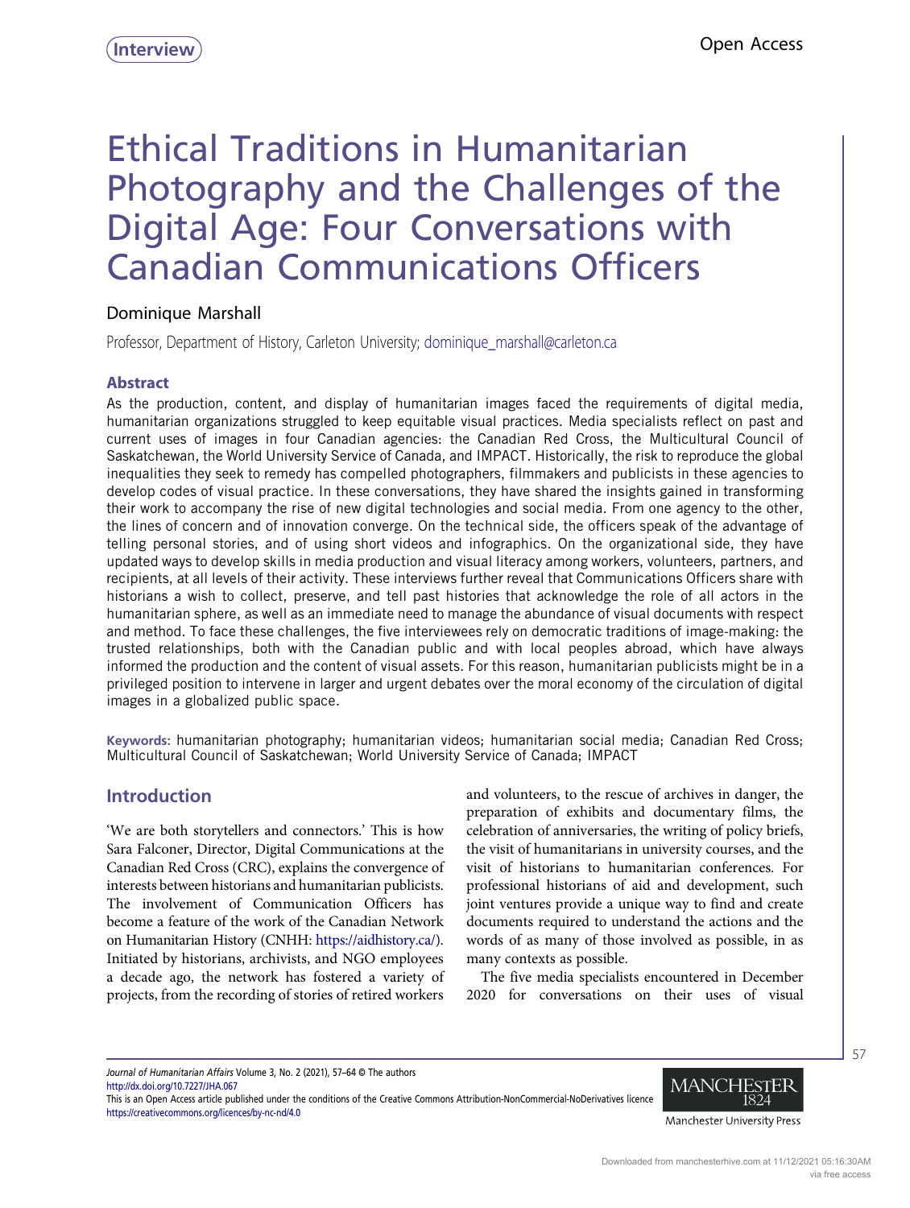Interview

Open Access

# Ethical Traditions in Humanitarian Photography and the Challenges of the Digital Age: Four Conversations with Canadian Communications Officers

Dominique Marshall

Professor, Department of History, Carleton University; dominique_marshall@carleton.ca

## Abstract

As the production, content, and display of humanitarian images faced the requirements of digital media, humanitarian organizations struggled to keep equitable visual practices. Media specialists reflect on past and current uses of images in four Canadian agencies: the Canadian Red Cross, the Multicultural Council of Saskatchewan, the World University Service of Canada, and IMPACT. Historically, the risk to reproduce the global inequalities they seek to remedy has compelled photographers, filmmakers and publicists in these agencies to develop codes of visual practice. In these conversations, they have shared the insights gained in transforming their work to accompany the rise of new digital technologies and social media. From one agency to the other, the lines of concern and of innovation converge. On the technical side, the officers speak of the advantage of telling personal stories, and of using short videos and infographics. On the organizational side, they have updated ways to develop skills in media production and visual literacy among workers, volunteers, partners, and recipients, at all levels of their activity. These interviews further reveal that Communications Officers share with historians a wish to collect, preserve, and tell past histories that acknowledge the role of all actors in the humanitarian sphere, as well as an immediate need to manage the abundance of visual documents with respect and method. To face these challenges, the five interviewees rely on democratic traditions of image-making: the trusted relationships, both with the Canadian public and with local peoples abroad, which have always informed the production and the content of visual assets. For this reason, humanitarian publicists might be in a privileged position to intervene in larger and urgent debates over the moral economy of the circulation of digital images in a globalized public space.

**Keywords:** humanitarian photography; humanitarian videos; humanitarian social media; Canadian Red Cross; Multicultural Council of Saskatchewan; World University Service of Canada; IMPACT

## Introduction

'We are both storytellers and connectors.' This is how Sara Falconer, Director, Digital Communications at the Canadian Red Cross (CRC), explains the convergence of interests between historians and humanitarian publicists. The involvement of Communication Officers has become a feature of the work of the Canadian Network on Humanitarian History (CNHH: https://aidhistory.ca/). Initiated by historians, archivists, and NGO employees a decade ago, the network has fostered a variety of projects, from the recording of stories of retired workers and volunteers, to the rescue of archives in danger, the preparation of exhibits and documentary films, the celebration of anniversaries, the writing of policy briefs, the visit of humanitarians in university courses, and the visit of historians to humanitarian conferences. For professional historians of aid and development, such joint ventures provide a unique way to find and create documents required to understand the actions and the words of as many of those involved as possible, in as many contexts as possible.

The five media specialists encountered in December 2020 for conversations on their uses of visual

*Journal of Humanitarian Affairs* Volume 3, No. 2 (2021), 57–64 © The authors
http://dx.doi.org/10.7227/JHA.067
This is an Open Access article published under the conditions of the Creative Commons Attribution-NonCommercial-NoDerivatives licence https://creativecommons.org/licences/by-nc-nd/4.0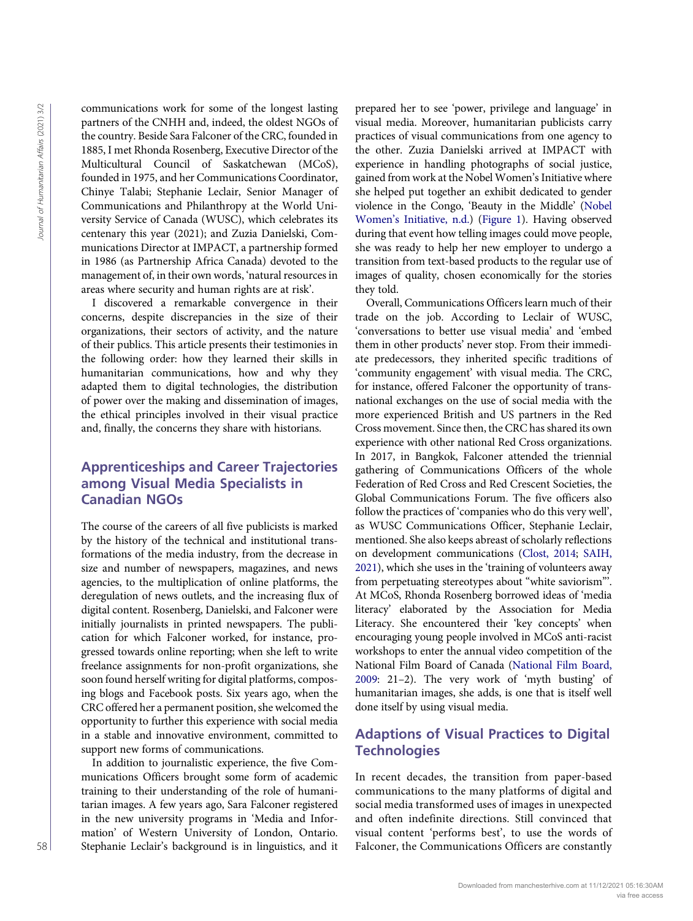communications work for some of the longest lasting partners of the CNHH and, indeed, the oldest NGOs of the country. Beside Sara Falconer of the CRC, founded in 1885, I met Rhonda Rosenberg, Executive Director of the Multicultural Council of Saskatchewan (MCoS), founded in 1975, and her Communications Coordinator, Chinye Talabi; Stephanie Leclair, Senior Manager of Communications and Philanthropy at the World University Service of Canada (WUSC), which celebrates its centenary this year (2021); and Zuzia Danielski, Communications Director at IMPACT, a partnership formed in 1986 (as Partnership Africa Canada) devoted to the management of, in their own words, 'natural resources in areas where security and human rights are at risk'.

I discovered a remarkable convergence in their concerns, despite discrepancies in the size of their organizations, their sectors of activity, and the nature of their publics. This article presents their testimonies in the following order: how they learned their skills in humanitarian communications, how and why they adapted them to digital technologies, the distribution of power over the making and dissemination of images, the ethical principles involved in their visual practice and, finally, the concerns they share with historians.

## Apprenticeships and Career Trajectories among Visual Media Specialists in Canadian NGOs

The course of the careers of all five publicists is marked by the history of the technical and institutional transformations of the media industry, from the decrease in size and number of newspapers, magazines, and news agencies, to the multiplication of online platforms, the deregulation of news outlets, and the increasing flux of digital content. Rosenberg, Danielski, and Falconer were initially journalists in printed newspapers. The publication for which Falconer worked, for instance, progressed towards online reporting; when she left to write freelance assignments for non-profit organizations, she soon found herself writing for digital platforms, composing blogs and Facebook posts. Six years ago, when the CRC offered her a permanent position, she welcomed the opportunity to further this experience with social media in a stable and innovative environment, committed to support new forms of communications.

In addition to journalistic experience, the five Communications Officers brought some form of academic training to their understanding of the role of humanitarian images. A few years ago, Sara Falconer registered in the new university programs in 'Media and Information' of Western University of London, Ontario. Stephanie Leclair's background is in linguistics, and it prepared her to see 'power, privilege and language' in visual media. Moreover, humanitarian publicists carry practices of visual communications from one agency to the other. Zuzia Danielski arrived at IMPACT with experience in handling photographs of social justice, gained from work at the Nobel Women's Initiative where she helped put together an exhibit dedicated to gender violence in the Congo, 'Beauty in the Middle' (Nobel Women's Initiative, n.d.) (Figure 1). Having observed during that event how telling images could move people, she was ready to help her new employer to undergo a transition from text-based products to the regular use of images of quality, chosen economically for the stories they told.

Overall, Communications Officers learn much of their trade on the job. According to Leclair of WUSC, 'conversations to better use visual media' and 'embed them in other products' never stop. From their immediate predecessors, they inherited specific traditions of 'community engagement' with visual media. The CRC, for instance, offered Falconer the opportunity of transnational exchanges on the use of social media with the more experienced British and US partners in the Red Cross movement. Since then, the CRC has shared its own experience with other national Red Cross organizations. In 2017, in Bangkok, Falconer attended the triennial gathering of Communications Officers of the whole Federation of Red Cross and Red Crescent Societies, the Global Communications Forum. The five officers also follow the practices of 'companies who do this very well', as WUSC Communications Officer, Stephanie Leclair, mentioned. She also keeps abreast of scholarly reflections on development communications (Clost, 2014; SAIH, 2021), which she uses in the 'training of volunteers away from perpetuating stereotypes about "white saviorism"'. At MCoS, Rhonda Rosenberg borrowed ideas of 'media literacy' elaborated by the Association for Media Literacy. She encountered their 'key concepts' when encouraging young people involved in MCoS anti-racist workshops to enter the annual video competition of the National Film Board of Canada (National Film Board, 2009: 21–2). The very work of 'myth busting' of humanitarian images, she adds, is one that is itself well done itself by using visual media.

## Adaptions of Visual Practices to Digital Technologies

In recent decades, the transition from paper-based communications to the many platforms of digital and social media transformed uses of images in unexpected and often indefinite directions. Still convinced that visual content 'performs best', to use the words of Falconer, the Communications Officers are constantly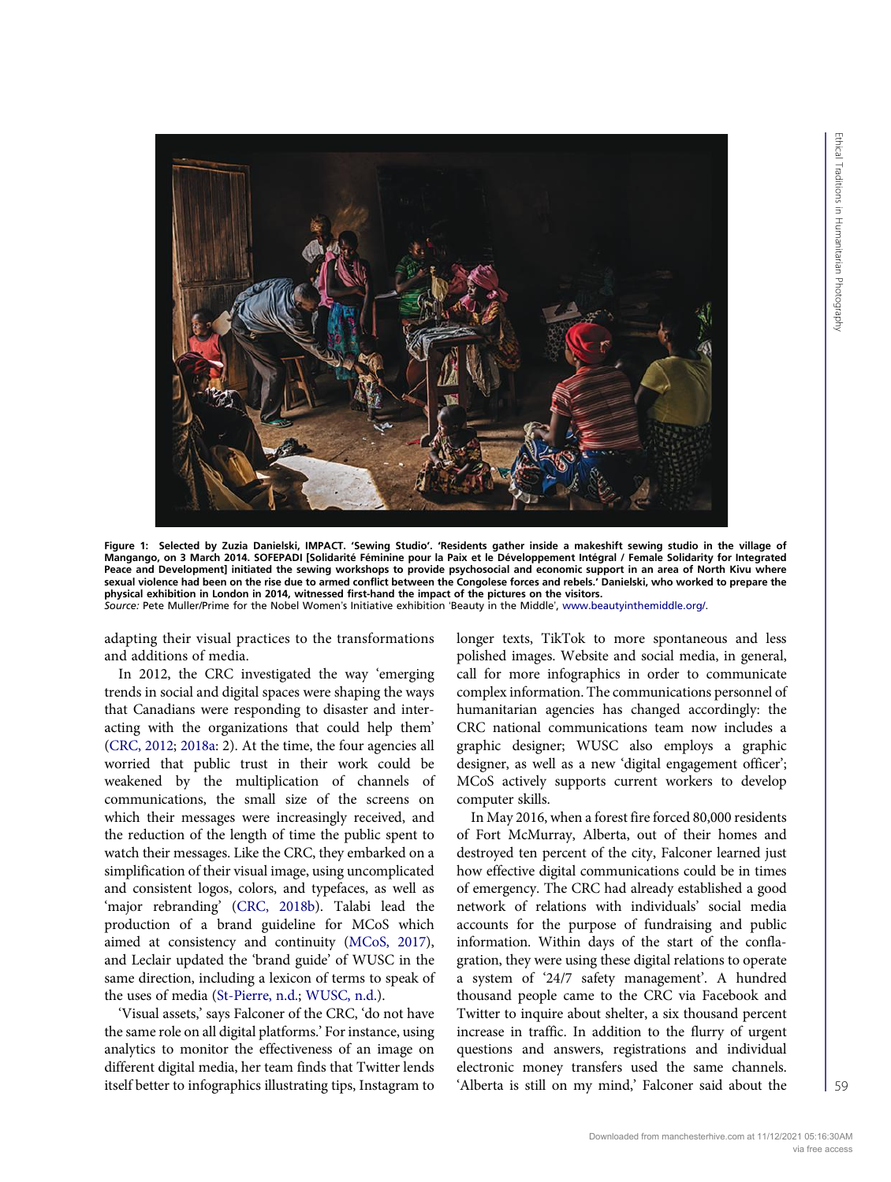**Figure 1: Selected by Zuzia Danielski, IMPACT. 'Sewing Studio'. 'Residents gather inside a makeshift sewing studio in the village of Mangango, on 3 March 2014. SOFEPADI [Solidarité Féminine pour la Paix et le Développement Intégral / Female Solidarity for Integrated Peace and Development] initiated the sewing workshops to provide psychosocial and economic support in an area of North Kivu where sexual violence had been on the rise due to armed conflict between the Congolese forces and rebels.' Danielski, who worked to prepare the physical exhibition in London in 2014, witnessed first-hand the impact of the pictures on the visitors.**

*Source:* Pete Muller/Prime for the Nobel Women's Initiative exhibition 'Beauty in the Middle', www.beautyinthemiddle.org/.

adapting their visual practices to the transformations and additions of media.

In 2012, the CRC investigated the way 'emerging trends in social and digital spaces were shaping the ways that Canadians were responding to disaster and interacting with the organizations that could help them' (CRC, 2012; 2018a: 2). At the time, the four agencies all worried that public trust in their work could be weakened by the multiplication of channels of communications, the small size of the screens on which their messages were increasingly received, and the reduction of the length of time the public spent to watch their messages. Like the CRC, they embarked on a simplification of their visual image, using uncomplicated and consistent logos, colors, and typefaces, as well as 'major rebranding' (CRC, 2018b). Talabi lead the production of a brand guideline for MCoS which aimed at consistency and continuity (MCoS, 2017), and Leclair updated the 'brand guide' of WUSC in the same direction, including a lexicon of terms to speak of the uses of media (St-Pierre, n.d.; WUSC, n.d.).

'Visual assets,' says Falconer of the CRC, 'do not have the same role on all digital platforms.' For instance, using analytics to monitor the effectiveness of an image on different digital media, her team finds that Twitter lends itself better to infographics illustrating tips, Instagram to longer texts, TikTok to more spontaneous and less polished images. Website and social media, in general, call for more infographics in order to communicate complex information. The communications personnel of humanitarian agencies has changed accordingly: the CRC national communications team now includes a graphic designer; WUSC also employs a graphic designer, as well as a new 'digital engagement officer'; MCoS actively supports current workers to develop computer skills.

In May 2016, when a forest fire forced 80,000 residents of Fort McMurray, Alberta, out of their homes and destroyed ten percent of the city, Falconer learned just how effective digital communications could be in times of emergency. The CRC had already established a good network of relations with individuals' social media accounts for the purpose of fundraising and public information. Within days of the start of the conflagration, they were using these digital relations to operate a system of '24/7 safety management'. A hundred thousand people came to the CRC via Facebook and Twitter to inquire about shelter, a six thousand percent increase in traffic. In addition to the flurry of urgent questions and answers, registrations and individual electronic money transfers used the same channels. 'Alberta is still on my mind,' Falconer said about the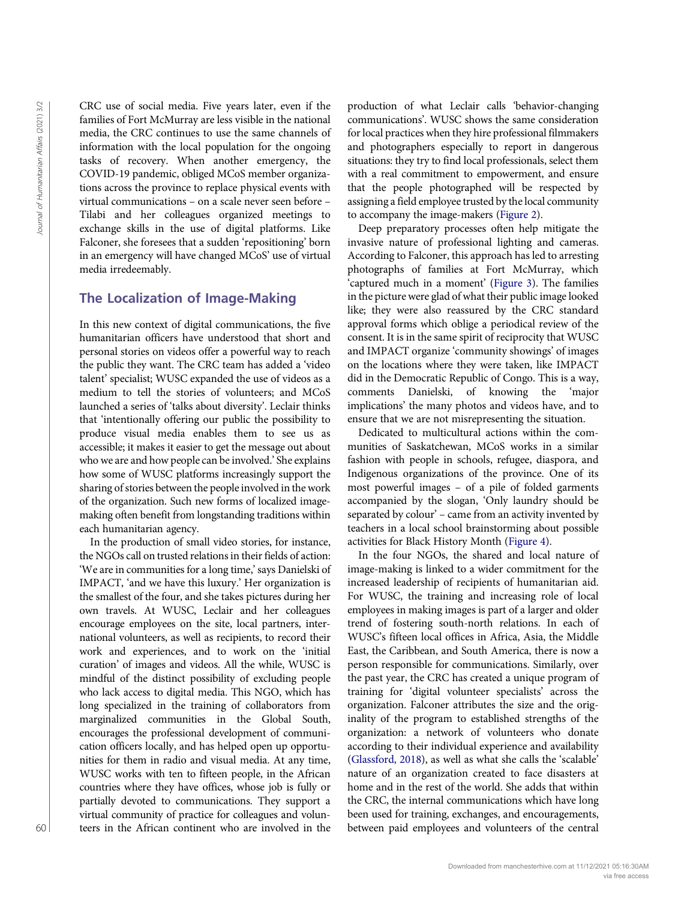CRC use of social media. Five years later, even if the families of Fort McMurray are less visible in the national media, the CRC continues to use the same channels of information with the local population for the ongoing tasks of recovery. When another emergency, the COVID-19 pandemic, obliged MCoS member organizations across the province to replace physical events with virtual communications – on a scale never seen before – Tilabi and her colleagues organized meetings to exchange skills in the use of digital platforms. Like Falconer, she foresees that a sudden 'repositioning' born in an emergency will have changed MCoS' use of virtual media irredeemably.

## The Localization of Image-Making

In this new context of digital communications, the five humanitarian officers have understood that short and personal stories on videos offer a powerful way to reach the public they want. The CRC team has added a 'video talent' specialist; WUSC expanded the use of videos as a medium to tell the stories of volunteers; and MCoS launched a series of 'talks about diversity'. Leclair thinks that 'intentionally offering our public the possibility to produce visual media enables them to see us as accessible; it makes it easier to get the message out about who we are and how people can be involved.' She explains how some of WUSC platforms increasingly support the sharing of stories between the people involved in the work of the organization. Such new forms of localized image-making often benefit from longstanding traditions within each humanitarian agency.

In the production of small video stories, for instance, the NGOs call on trusted relations in their fields of action: 'We are in communities for a long time,' says Danielski of IMPACT, 'and we have this luxury.' Her organization is the smallest of the four, and she takes pictures during her own travels. At WUSC, Leclair and her colleagues encourage employees on the site, local partners, international volunteers, as well as recipients, to record their work and experiences, and to work on the 'initial curation' of images and videos. All the while, WUSC is mindful of the distinct possibility of excluding people who lack access to digital media. This NGO, which has long specialized in the training of collaborators from marginalized communities in the Global South, encourages the professional development of communication officers locally, and has helped open up opportunities for them in radio and visual media. At any time, WUSC works with ten to fifteen people, in the African countries where they have offices, whose job is fully or partially devoted to communications. They support a virtual community of practice for colleagues and volunteers in the African continent who are involved in the production of what Leclair calls 'behavior-changing communications'. WUSC shows the same consideration for local practices when they hire professional filmmakers and photographers especially to report in dangerous situations: they try to find local professionals, select them with a real commitment to empowerment, and ensure that the people photographed will be respected by assigning a field employee trusted by the local community to accompany the image-makers (Figure 2).

Deep preparatory processes often help mitigate the invasive nature of professional lighting and cameras. According to Falconer, this approach has led to arresting photographs of families at Fort McMurray, which 'captured much in a moment' (Figure 3). The families in the picture were glad of what their public image looked like; they were also reassured by the CRC standard approval forms which oblige a periodical review of the consent. It is in the same spirit of reciprocity that WUSC and IMPACT organize 'community showings' of images on the locations where they were taken, like IMPACT did in the Democratic Republic of Congo. This is a way, comments Danielski, of knowing the 'major implications' the many photos and videos have, and to ensure that we are not misrepresenting the situation.

Dedicated to multicultural actions within the communities of Saskatchewan, MCoS works in a similar fashion with people in schools, refugee, diaspora, and Indigenous organizations of the province. One of its most powerful images – of a pile of folded garments accompanied by the slogan, 'Only laundry should be separated by colour' – came from an activity invented by teachers in a local school brainstorming about possible activities for Black History Month (Figure 4).

In the four NGOs, the shared and local nature of image-making is linked to a wider commitment for the increased leadership of recipients of humanitarian aid. For WUSC, the training and increasing role of local employees in making images is part of a larger and older trend of fostering south-north relations. In each of WUSC's fifteen local offices in Africa, Asia, the Middle East, the Caribbean, and South America, there is now a person responsible for communications. Similarly, over the past year, the CRC has created a unique program of training for 'digital volunteer specialists' across the organization. Falconer attributes the size and the originality of the program to established strengths of the organization: a network of volunteers who donate according to their individual experience and availability (Glassford, 2018), as well as what she calls the 'scalable' nature of an organization created to face disasters at home and in the rest of the world. She adds that within the CRC, the internal communications which have long been used for training, exchanges, and encouragements, between paid employees and volunteers of the central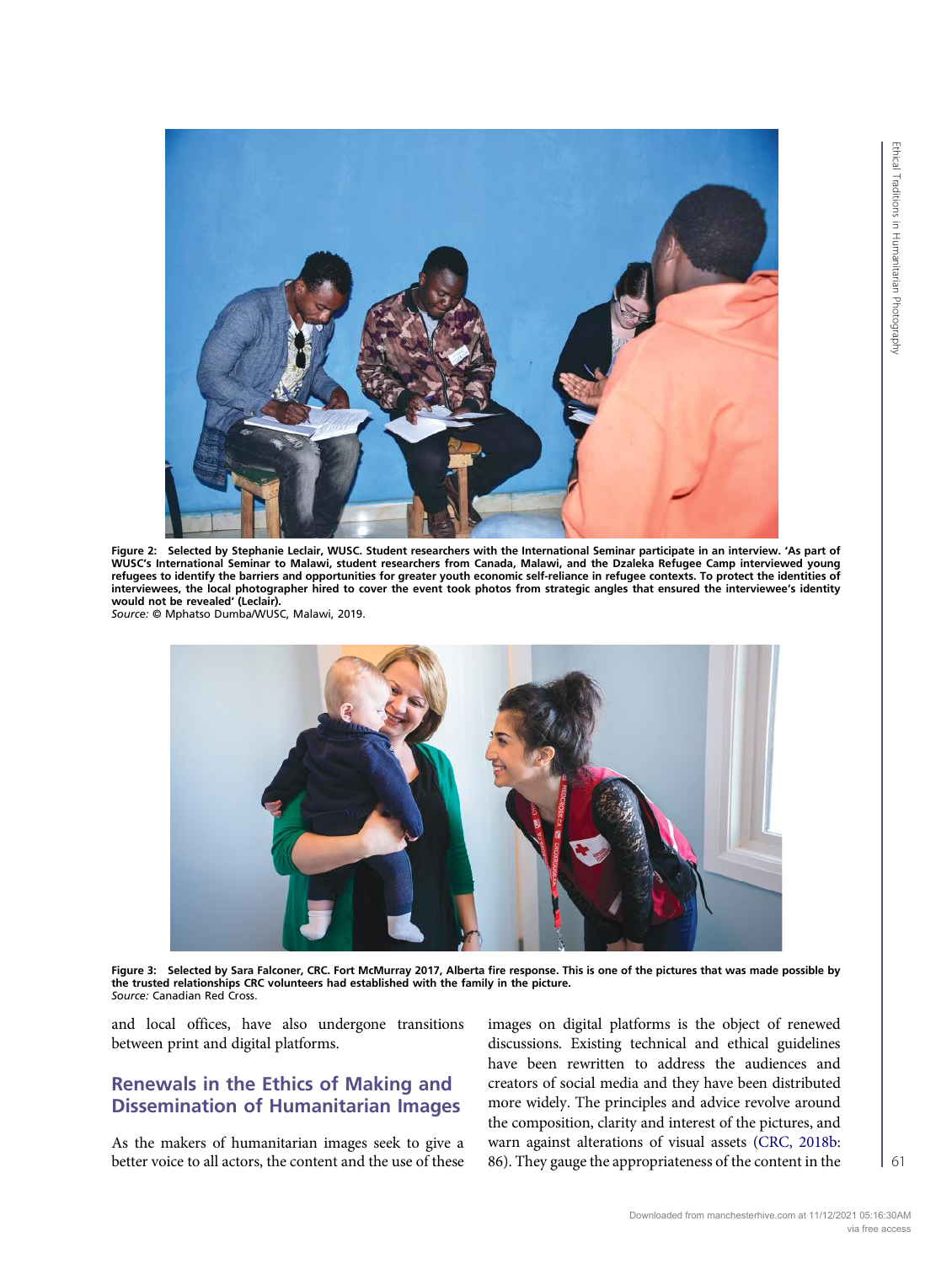**Figure 2: Selected by Stephanie Leclair, WUSC. Student researchers with the International Seminar participate in an interview. 'As part of WUSC's International Seminar to Malawi, student researchers from Canada, Malawi, and the Dzaleka Refugee Camp interviewed young refugees to identify the barriers and opportunities for greater youth economic self-reliance in refugee contexts. To protect the identities of interviewees, the local photographer hired to cover the event took photos from strategic angles that ensured the interviewee's identity would not be revealed' (Leclair).**
*Source:* © Mphatso Dumba/WUSC, Malawi, 2019.

**Figure 3: Selected by Sara Falconer, CRC. Fort McMurray 2017, Alberta fire response. This is one of the pictures that was made possible by the trusted relationships CRC volunteers had established with the family in the picture.**
*Source:* Canadian Red Cross.

and local offices, have also undergone transitions between print and digital platforms.

## Renewals in the Ethics of Making and Dissemination of Humanitarian Images

As the makers of humanitarian images seek to give a better voice to all actors, the content and the use of these images on digital platforms is the object of renewed discussions. Existing technical and ethical guidelines have been rewritten to address the audiences and creators of social media and they have been distributed more widely. The principles and advice revolve around the composition, clarity and interest of the pictures, and warn against alterations of visual assets (CRC, 2018b: 86). They gauge the appropriateness of the content in the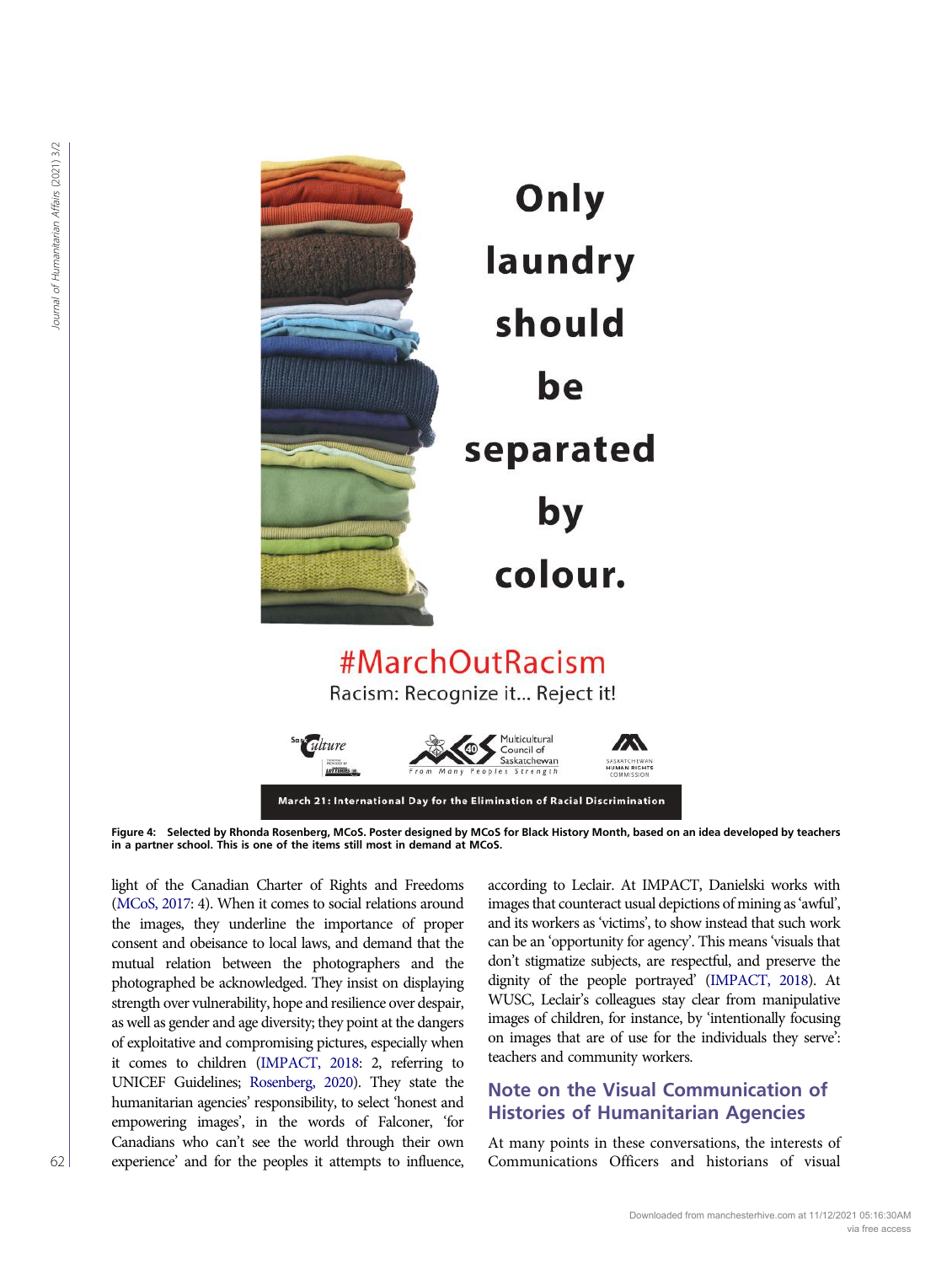**Figure 4: Selected by Rhonda Rosenberg, MCoS. Poster designed by MCoS for Black History Month, based on an idea developed by teachers in a partner school. This is one of the items still most in demand at MCoS.**

light of the Canadian Charter of Rights and Freedoms (MCoS, 2017: 4). When it comes to social relations around the images, they underline the importance of proper consent and obeisance to local laws, and demand that the mutual relation between the photographers and the photographed be acknowledged. They insist on displaying strength over vulnerability, hope and resilience over despair, as well as gender and age diversity; they point at the dangers of exploitative and compromising pictures, especially when it comes to children (IMPACT, 2018: 2, referring to UNICEF Guidelines; Rosenberg, 2020). They state the humanitarian agencies' responsibility, to select 'honest and empowering images', in the words of Falconer, 'for Canadians who can't see the world through their own experience' and for the peoples it attempts to influence, according to Leclair. At IMPACT, Danielski works with images that counteract usual depictions of mining as 'awful', and its workers as 'victims', to show instead that such work can be an 'opportunity for agency'. This means 'visuals that don't stigmatize subjects, are respectful, and preserve the dignity of the people portrayed' (IMPACT, 2018). At WUSC, Leclair's colleagues stay clear from manipulative images of children, for instance, by 'intentionally focusing on images that are of use for the individuals they serve': teachers and community workers.

## Note on the Visual Communication of Histories of Humanitarian Agencies

At many points in these conversations, the interests of Communications Officers and historians of visual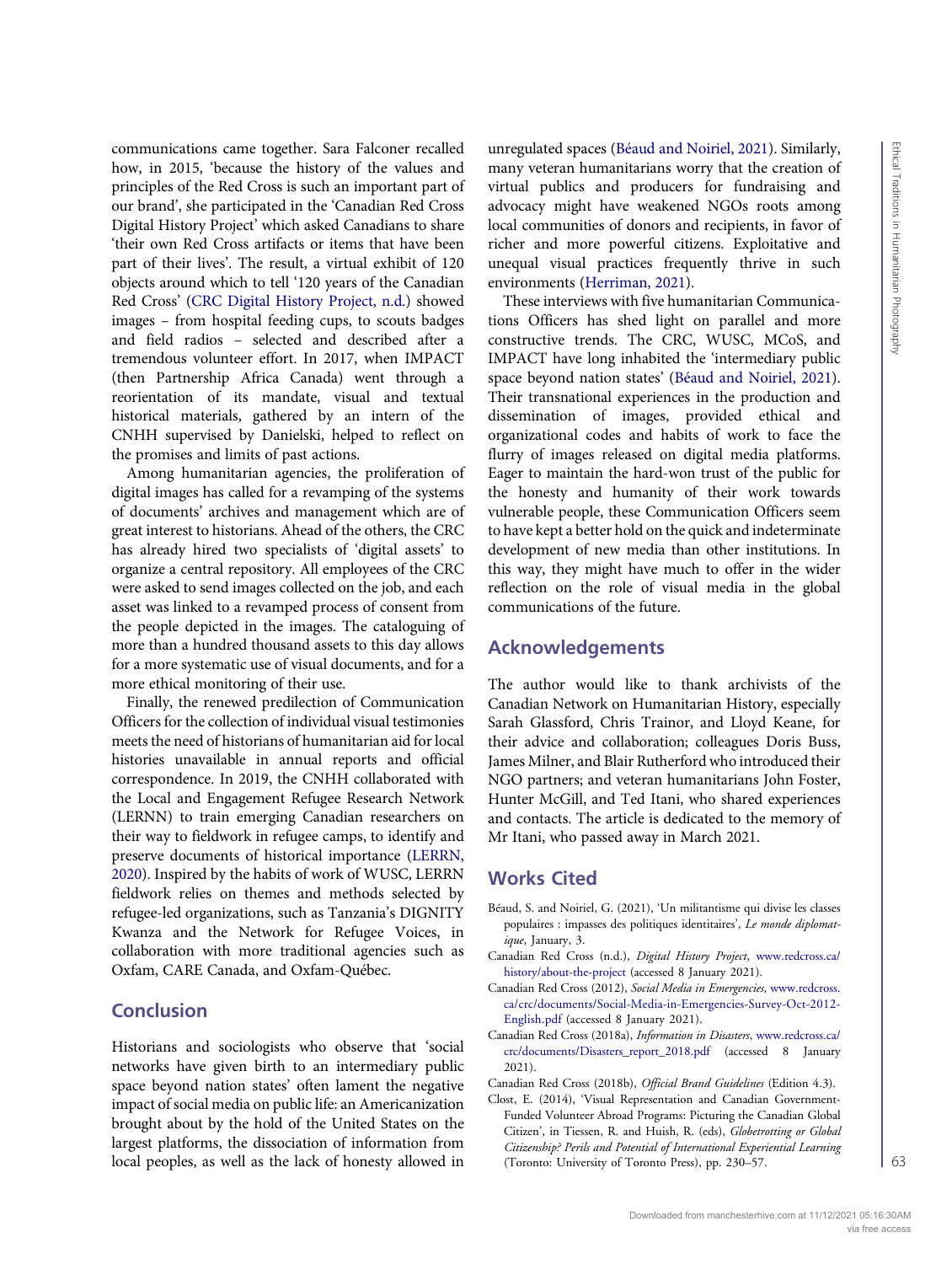communications came together. Sara Falconer recalled how, in 2015, 'because the history of the values and principles of the Red Cross is such an important part of our brand', she participated in the 'Canadian Red Cross Digital History Project' which asked Canadians to share 'their own Red Cross artifacts or items that have been part of their lives'. The result, a virtual exhibit of 120 objects around which to tell '120 years of the Canadian Red Cross' (CRC Digital History Project, n.d.) showed images – from hospital feeding cups, to scouts badges and field radios – selected and described after a tremendous volunteer effort. In 2017, when IMPACT (then Partnership Africa Canada) went through a reorientation of its mandate, visual and textual historical materials, gathered by an intern of the CNHH supervised by Danielski, helped to reflect on the promises and limits of past actions.

Among humanitarian agencies, the proliferation of digital images has called for a revamping of the systems of documents' archives and management which are of great interest to historians. Ahead of the others, the CRC has already hired two specialists of 'digital assets' to organize a central repository. All employees of the CRC were asked to send images collected on the job, and each asset was linked to a revamped process of consent from the people depicted in the images. The cataloguing of more than a hundred thousand assets to this day allows for a more systematic use of visual documents, and for a more ethical monitoring of their use.

Finally, the renewed predilection of Communication Officers for the collection of individual visual testimonies meets the need of historians of humanitarian aid for local histories unavailable in annual reports and official correspondence. In 2019, the CNHH collaborated with the Local and Engagement Refugee Research Network (LERRN) to train emerging Canadian researchers on their way to fieldwork in refugee camps, to identify and preserve documents of historical importance (LERRN, 2020). Inspired by the habits of work of WUSC, LERRN fieldwork relies on themes and methods selected by refugee-led organizations, such as Tanzania's DIGNITY Kwanza and the Network for Refugee Voices, in collaboration with more traditional agencies such as Oxfam, CARE Canada, and Oxfam-Québec.

## Conclusion

Historians and sociologists who observe that 'social networks have given birth to an intermediary public space beyond nation states' often lament the negative impact of social media on public life: an Americanization brought about by the hold of the United States on the largest platforms, the dissociation of information from local peoples, as well as the lack of honesty allowed in unregulated spaces (Béaud and Noiriel, 2021). Similarly, many veteran humanitarians worry that the creation of virtual publics and producers for fundraising and advocacy might have weakened NGOs roots among local communities of donors and recipients, in favor of richer and more powerful citizens. Exploitative and unequal visual practices frequently thrive in such environments (Herriman, 2021).

These interviews with five humanitarian Communications Officers has shed light on parallel and more constructive trends. The CRC, WUSC, MCoS, and IMPACT have long inhabited the 'intermediary public space beyond nation states' (Béaud and Noiriel, 2021). Their transnational experiences in the production and dissemination of images, provided ethical and organizational codes and habits of work to face the flurry of images released on digital media platforms. Eager to maintain the hard-won trust of the public for the honesty and humanity of their work towards vulnerable people, these Communication Officers seem to have kept a better hold on the quick and indeterminate development of new media than other institutions. In this way, they might have much to offer in the wider reflection on the role of visual media in the global communications of the future.

## Acknowledgements

The author would like to thank archivists of the Canadian Network on Humanitarian History, especially Sarah Glassford, Chris Trainor, and Lloyd Keane, for their advice and collaboration; colleagues Doris Buss, James Milner, and Blair Rutherford who introduced their NGO partners; and veteran humanitarians John Foster, Hunter McGill, and Ted Itani, who shared experiences and contacts. The article is dedicated to the memory of Mr Itani, who passed away in March 2021.

## Works Cited

Béaud, S. and Noiriel, G. (2021), 'Un militantisme qui divise les classes populaires : impasses des politiques identitaires', *Le monde diplomatique*, January, 3.

Canadian Red Cross (n.d.), *Digital History Project*, www.redcross.ca/history/about-the-project (accessed 8 January 2021).

Canadian Red Cross (2012), *Social Media in Emergencies*, www.redcross.ca/crc/documents/Social-Media-in-Emergencies-Survey-Oct-2012-English.pdf (accessed 8 January 2021).

Canadian Red Cross (2018a), *Information in Disasters*, www.redcross.ca/crc/documents/Disasters_report_2018.pdf (accessed 8 January 2021).

Canadian Red Cross (2018b), *Official Brand Guidelines* (Edition 4.3).

Clost, E. (2014), 'Visual Representation and Canadian Government-Funded Volunteer Abroad Programs: Picturing the Canadian Global Citizen', in Tiessen, R. and Huish, R. (eds), *Globetrotting or Global Citizenship? Perils and Potential of International Experiential Learning* (Toronto: University of Toronto Press), pp. 230–57.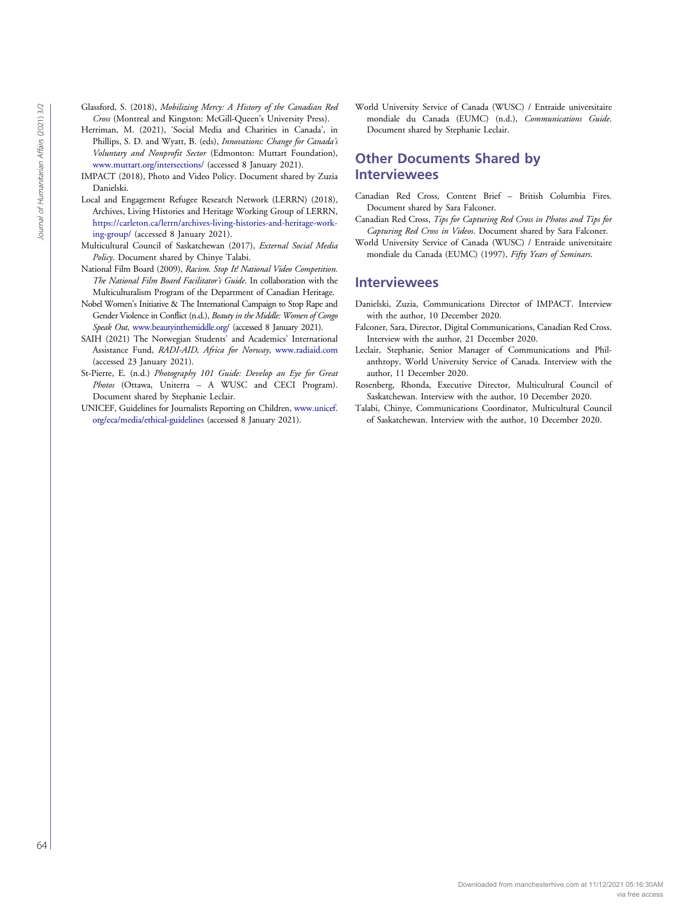Glassford, S. (2018), *Mobilizing Mercy: A History of the Canadian Red Cross* (Montreal and Kingston: McGill-Queen's University Press).

Herriman, M. (2021), 'Social Media and Charities in Canada', in Phillips, S. D. and Wyatt, B. (eds), *Innovations: Change for Canada's Voluntary and Nonprofit Sector* (Edmonton: Muttart Foundation), www.muttart.org/intersections/ (accessed 8 January 2021).

IMPACT (2018), Photo and Video Policy. Document shared by Zuzia Danielski.

Local and Engagement Refugee Research Network (LERRN) (2018), Archives, Living Histories and Heritage Working Group of LERRN, https://carleton.ca/lerrn/archives-living-histories-and-heritage-working-group/ (accessed 8 January 2021).

Multicultural Council of Saskatchewan (2017), *External Social Media Policy*. Document shared by Chinye Talabi.

National Film Board (2009), *Racism. Stop It! National Video Competition. The National Film Board Facilitator's Guide*. In collaboration with the Multiculturalism Program of the Department of Canadian Heritage.

Nobel Women's Initiative & The International Campaign to Stop Rape and Gender Violence in Conflict (n.d.), *Beauty in the Middle: Women of Congo Speak Out*, www.beautyinthemiddle.org/ (accessed 8 January 2021).

SAIH (2021) The Norwegian Students' and Academics' International Assistance Fund, *RADI-AID, Africa for Norway*, www.radiaid.com (accessed 23 January 2021).

St-Pierre, E. (n.d.) *Photography 101 Guide: Develop an Eye for Great Photos* (Ottawa, Uniterra – A WUSC and CECI Program). Document shared by Stephanie Leclair.

UNICEF, Guidelines for Journalists Reporting on Children, www.unicef.org/eca/media/ethical-guidelines (accessed 8 January 2021).

World University Service of Canada (WUSC) / Entraide universitaire mondiale du Canada (EUMC) (n.d.), *Communications Guide*. Document shared by Stephanie Leclair.

## Other Documents Shared by Interviewees

Canadian Red Cross, Content Brief – British Columbia Fires. Document shared by Sara Falconer.

Canadian Red Cross, *Tips for Capturing Red Cross in Photos and Tips for Capturing Red Cross in Videos*. Document shared by Sara Falconer.

World University Service of Canada (WUSC) / Entraide universitaire mondiale du Canada (EUMC) (1997), *Fifty Years of Seminars*.

## Interviewees

Danielski, Zuzia, Communications Director of IMPACT. Interview with the author, 10 December 2020.

Falconer, Sara, Director, Digital Communications, Canadian Red Cross. Interview with the author, 21 December 2020.

Leclair, Stephanie, Senior Manager of Communications and Philanthropy, World University Service of Canada. Interview with the author, 11 December 2020.

Rosenberg, Rhonda, Executive Director, Multicultural Council of Saskatchewan. Interview with the author, 10 December 2020.

Talabi, Chinye, Communications Coordinator, Multicultural Council of Saskatchewan. Interview with the author, 10 December 2020.